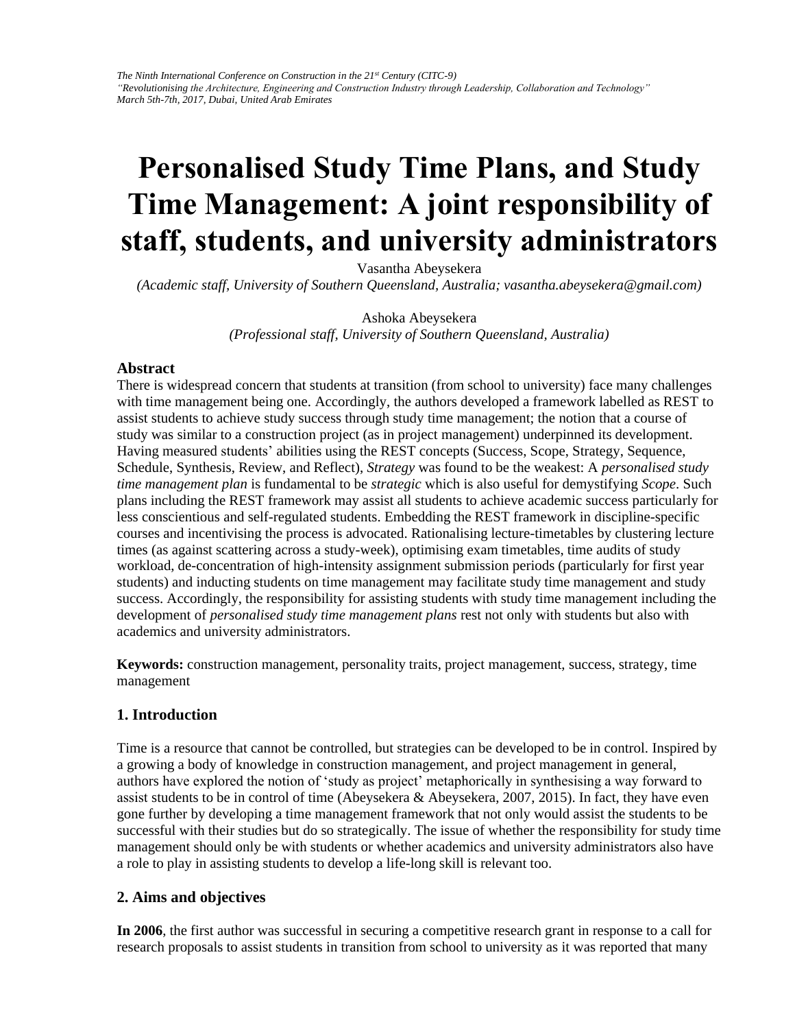*The Ninth International Conference on Construction in the 21st Century (CITC-9)*
*"Revolutionising the Architecture, Engineering and Construction Industry through Leadership, Collaboration and Technology"*
*March 5th-7th, 2017, Dubai, United Arab Emirates*

# Personalised Study Time Plans, and Study Time Management: A joint responsibility of staff, students, and university administrators

Vasantha Abeysekera
*(Academic staff, University of Southern Queensland, Australia; vasantha.abeysekera@gmail.com)*

Ashoka Abeysekera
*(Professional staff, University of Southern Queensland, Australia)*

## Abstract

There is widespread concern that students at transition (from school to university) face many challenges with time management being one. Accordingly, the authors developed a framework labelled as REST to assist students to achieve study success through study time management; the notion that a course of study was similar to a construction project (as in project management) underpinned its development. Having measured students' abilities using the REST concepts (Success, Scope, Strategy, Sequence, Schedule, Synthesis, Review, and Reflect), *Strategy* was found to be the weakest: A *personalised study time management plan* is fundamental to be *strategic* which is also useful for demystifying *Scope*. Such plans including the REST framework may assist all students to achieve academic success particularly for less conscientious and self-regulated students. Embedding the REST framework in discipline-specific courses and incentivising the process is advocated. Rationalising lecture-timetables by clustering lecture times (as against scattering across a study-week), optimising exam timetables, time audits of study workload, de-concentration of high-intensity assignment submission periods (particularly for first year students) and inducting students on time management may facilitate study time management and study success. Accordingly, the responsibility for assisting students with study time management including the development of *personalised study time management plans* rest not only with students but also with academics and university administrators.

**Keywords:** construction management, personality traits, project management, success, strategy, time management

## 1. Introduction

Time is a resource that cannot be controlled, but strategies can be developed to be in control. Inspired by a growing a body of knowledge in construction management, and project management in general, authors have explored the notion of 'study as project' metaphorically in synthesising a way forward to assist students to be in control of time (Abeysekera & Abeysekera, 2007, 2015). In fact, they have even gone further by developing a time management framework that not only would assist the students to be successful with their studies but do so strategically. The issue of whether the responsibility for study time management should only be with students or whether academics and university administrators also have a role to play in assisting students to develop a life-long skill is relevant too.

## 2. Aims and objectives

**In 2006**, the first author was successful in securing a competitive research grant in response to a call for research proposals to assist students in transition from school to university as it was reported that many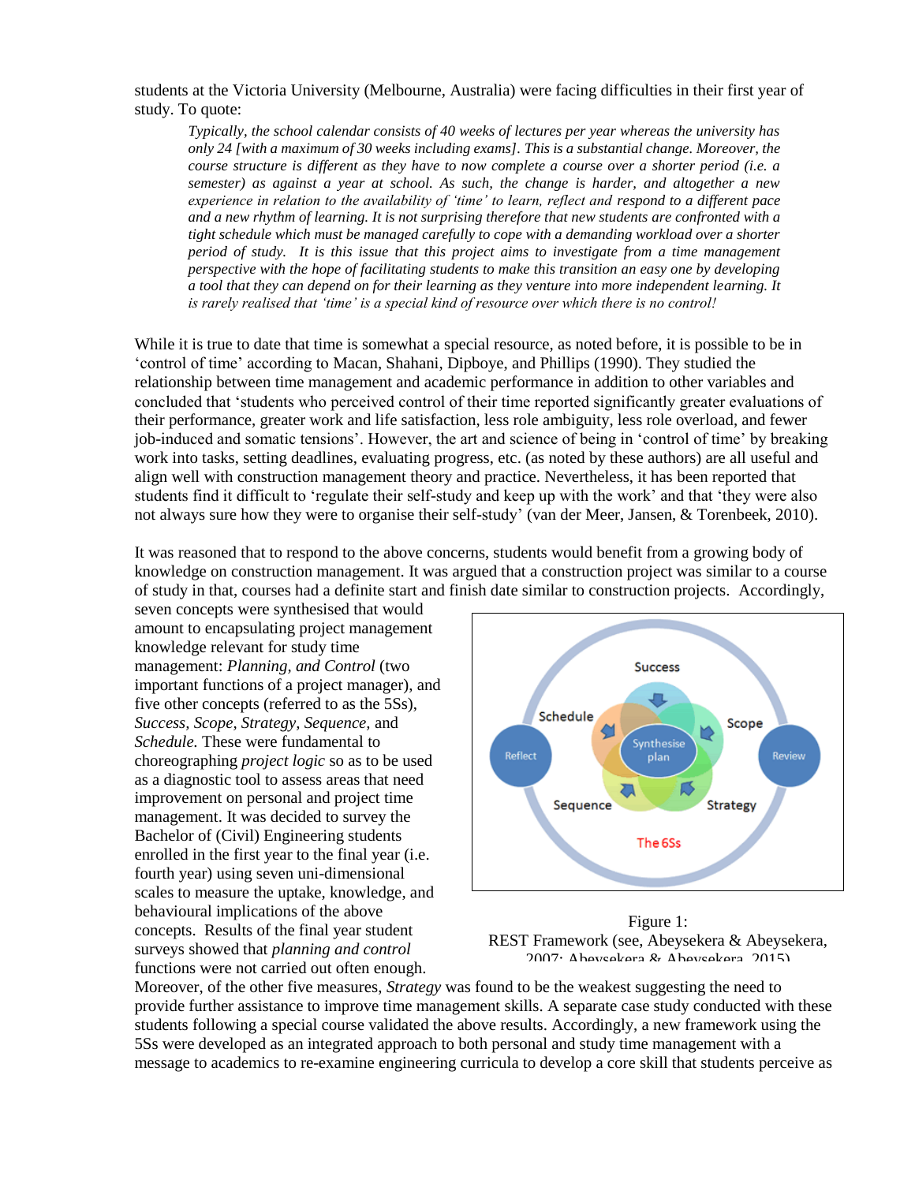students at the Victoria University (Melbourne, Australia) were facing difficulties in their first year of study. To quote:

> *Typically, the school calendar consists of 40 weeks of lectures per year whereas the university has only 24 [with a maximum of 30 weeks including exams]. This is a substantial change. Moreover, the course structure is different as they have to now complete a course over a shorter period (i.e. a semester) as against a year at school. As such, the change is harder, and altogether a new experience in relation to the availability of 'time' to learn, reflect and respond to a different pace and a new rhythm of learning. It is not surprising therefore that new students are confronted with a tight schedule which must be managed carefully to cope with a demanding workload over a shorter period of study. It is this issue that this project aims to investigate from a time management perspective with the hope of facilitating students to make this transition an easy one by developing a tool that they can depend on for their learning as they venture into more independent learning. It is rarely realised that 'time' is a special kind of resource over which there is no control!*

While it is true to date that time is somewhat a special resource, as noted before, it is possible to be in 'control of time' according to Macan, Shahani, Dipboye, and Phillips (1990). They studied the relationship between time management and academic performance in addition to other variables and concluded that 'students who perceived control of their time reported significantly greater evaluations of their performance, greater work and life satisfaction, less role ambiguity, less role overload, and fewer job-induced and somatic tensions'. However, the art and science of being in 'control of time' by breaking work into tasks, setting deadlines, evaluating progress, etc. (as noted by these authors) are all useful and align well with construction management theory and practice. Nevertheless, it has been reported that students find it difficult to 'regulate their self-study and keep up with the work' and that 'they were also not always sure how they were to organise their self-study' (van der Meer, Jansen, & Torenbeek, 2010).

It was reasoned that to respond to the above concerns, students would benefit from a growing body of knowledge on construction management. It was argued that a construction project was similar to a course of study in that, courses had a definite start and finish date similar to construction projects. Accordingly, seven concepts were synthesised that would amount to encapsulating project management knowledge relevant for study time management: *Planning, and Control* (two important functions of a project manager), and five other concepts (referred to as the 5Ss), *Success, Scope, Strategy, Sequence,* and *Schedule.* These were fundamental to choreographing *project logic* so as to be used as a diagnostic tool to assess areas that need improvement on personal and project time management. It was decided to survey the Bachelor of (Civil) Engineering students enrolled in the first year to the final year (i.e. fourth year) using seven uni-dimensional scales to measure the uptake, knowledge, and behavioural implications of the above concepts. Results of the final year student surveys showed that *planning and control* functions were not carried out often enough. Moreover, of the other five measures, *Strategy* was found to be the weakest suggesting the need to provide further assistance to improve time management skills. A separate case study conducted with these students following a special course validated the above results. Accordingly, a new framework using the 5Ss were developed as an integrated approach to both personal and study time management with a message to academics to re-examine engineering curricula to develop a core skill that students perceive as

Figure 1:
REST Framework (see, Abeysekera & Abeysekera, 2007; Abeysekera & Abeysekera, 2015)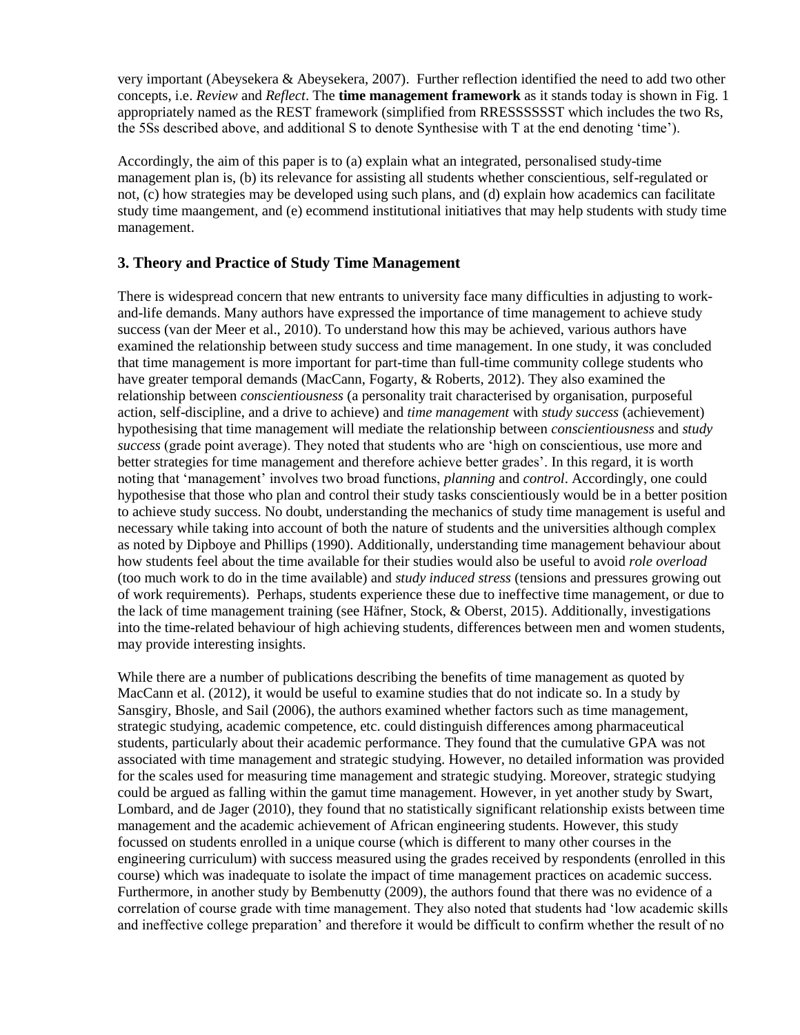very important (Abeysekera & Abeysekera, 2007). Further reflection identified the need to add two other concepts, i.e. *Review* and *Reflect*. The **time management framework** as it stands today is shown in Fig. 1 appropriately named as the REST framework (simplified from RRESSSSSST which includes the two Rs, the 5Ss described above, and additional S to denote Synthesise with T at the end denoting 'time').

Accordingly, the aim of this paper is to (a) explain what an integrated, personalised study-time management plan is, (b) its relevance for assisting all students whether conscientious, self-regulated or not, (c) how strategies may be developed using such plans, and (d) explain how academics can facilitate study time maangement, and (e) ecommend institutional initiatives that may help students with study time management.

## 3. Theory and Practice of Study Time Management

There is widespread concern that new entrants to university face many difficulties in adjusting to work-and-life demands. Many authors have expressed the importance of time management to achieve study success (van der Meer et al., 2010). To understand how this may be achieved, various authors have examined the relationship between study success and time management. In one study, it was concluded that time management is more important for part-time than full-time community college students who have greater temporal demands (MacCann, Fogarty, & Roberts, 2012). They also examined the relationship between *conscientiousness* (a personality trait characterised by organisation, purposeful action, self-discipline, and a drive to achieve) and *time management* with *study success* (achievement) hypothesising that time management will mediate the relationship between *conscientiousness* and *study success* (grade point average). They noted that students who are 'high on conscientious, use more and better strategies for time management and therefore achieve better grades'. In this regard, it is worth noting that 'management' involves two broad functions, *planning* and *control*. Accordingly, one could hypothesise that those who plan and control their study tasks conscientiously would be in a better position to achieve study success. No doubt, understanding the mechanics of study time management is useful and necessary while taking into account of both the nature of students and the universities although complex as noted by Dipboye and Phillips (1990). Additionally, understanding time management behaviour about how students feel about the time available for their studies would also be useful to avoid *role overload* (too much work to do in the time available) and *study induced stress* (tensions and pressures growing out of work requirements). Perhaps, students experience these due to ineffective time management, or due to the lack of time management training (see Häfner, Stock, & Oberst, 2015). Additionally, investigations into the time-related behaviour of high achieving students, differences between men and women students, may provide interesting insights.

While there are a number of publications describing the benefits of time management as quoted by MacCann et al. (2012), it would be useful to examine studies that do not indicate so. In a study by Sansgiry, Bhosle, and Sail (2006), the authors examined whether factors such as time management, strategic studying, academic competence, etc. could distinguish differences among pharmaceutical students, particularly about their academic performance. They found that the cumulative GPA was not associated with time management and strategic studying. However, no detailed information was provided for the scales used for measuring time management and strategic studying. Moreover, strategic studying could be argued as falling within the gamut time management. However, in yet another study by Swart, Lombard, and de Jager (2010), they found that no statistically significant relationship exists between time management and the academic achievement of African engineering students. However, this study focussed on students enrolled in a unique course (which is different to many other courses in the engineering curriculum) with success measured using the grades received by respondents (enrolled in this course) which was inadequate to isolate the impact of time management practices on academic success. Furthermore, in another study by Bembenutty (2009), the authors found that there was no evidence of a correlation of course grade with time management. They also noted that students had 'low academic skills and ineffective college preparation' and therefore it would be difficult to confirm whether the result of no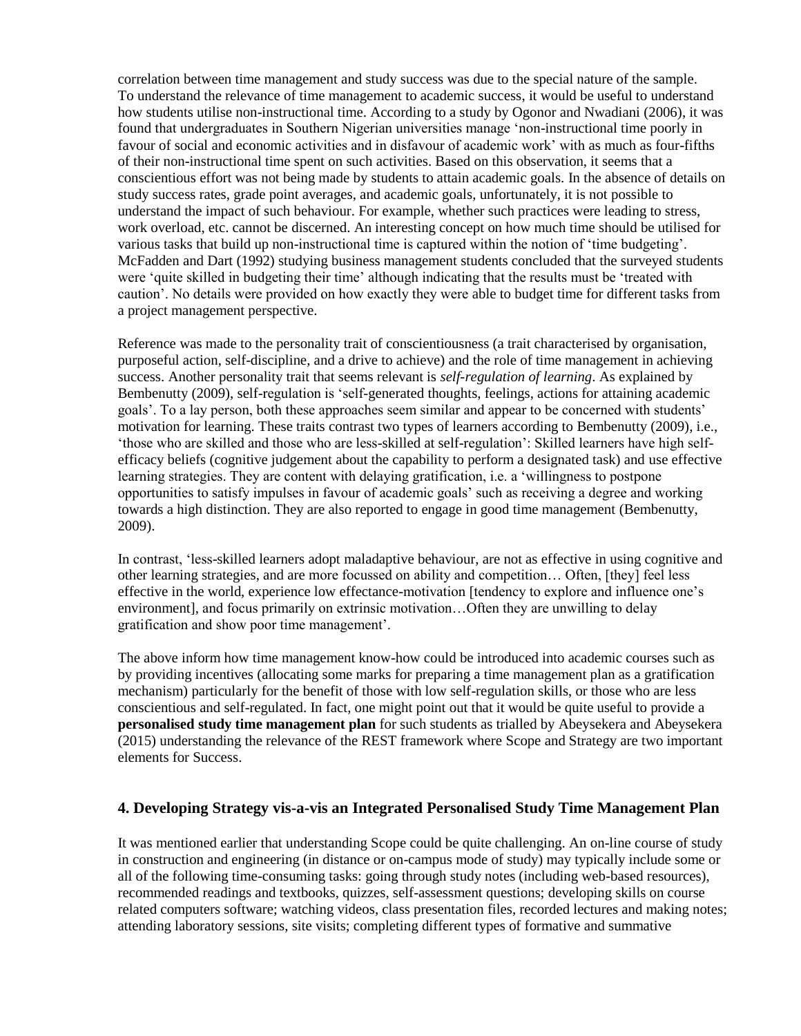correlation between time management and study success was due to the special nature of the sample. To understand the relevance of time management to academic success, it would be useful to understand how students utilise non-instructional time. According to a study by Ogonor and Nwadiani (2006), it was found that undergraduates in Southern Nigerian universities manage 'non-instructional time poorly in favour of social and economic activities and in disfavour of academic work' with as much as four-fifths of their non-instructional time spent on such activities. Based on this observation, it seems that a conscientious effort was not being made by students to attain academic goals. In the absence of details on study success rates, grade point averages, and academic goals, unfortunately, it is not possible to understand the impact of such behaviour. For example, whether such practices were leading to stress, work overload, etc. cannot be discerned. An interesting concept on how much time should be utilised for various tasks that build up non-instructional time is captured within the notion of 'time budgeting'. McFadden and Dart (1992) studying business management students concluded that the surveyed students were 'quite skilled in budgeting their time' although indicating that the results must be 'treated with caution'. No details were provided on how exactly they were able to budget time for different tasks from a project management perspective.

Reference was made to the personality trait of conscientiousness (a trait characterised by organisation, purposeful action, self-discipline, and a drive to achieve) and the role of time management in achieving success. Another personality trait that seems relevant is *self-regulation of learning*. As explained by Bembenutty (2009), self-regulation is 'self-generated thoughts, feelings, actions for attaining academic goals'. To a lay person, both these approaches seem similar and appear to be concerned with students' motivation for learning. These traits contrast two types of learners according to Bembenutty (2009), i.e., 'those who are skilled and those who are less-skilled at self-regulation': Skilled learners have high self-efficacy beliefs (cognitive judgement about the capability to perform a designated task) and use effective learning strategies. They are content with delaying gratification, i.e. a 'willingness to postpone opportunities to satisfy impulses in favour of academic goals' such as receiving a degree and working towards a high distinction. They are also reported to engage in good time management (Bembenutty, 2009).

In contrast, 'less-skilled learners adopt maladaptive behaviour, are not as effective in using cognitive and other learning strategies, and are more focussed on ability and competition… Often, [they] feel less effective in the world, experience low effectance-motivation [tendency to explore and influence one's environment], and focus primarily on extrinsic motivation…Often they are unwilling to delay gratification and show poor time management'.

The above inform how time management know-how could be introduced into academic courses such as by providing incentives (allocating some marks for preparing a time management plan as a gratification mechanism) particularly for the benefit of those with low self-regulation skills, or those who are less conscientious and self-regulated. In fact, one might point out that it would be quite useful to provide a **personalised study time management plan** for such students as trialled by Abeysekera and Abeysekera (2015) understanding the relevance of the REST framework where Scope and Strategy are two important elements for Success.

## 4. Developing Strategy vis-a-vis an Integrated Personalised Study Time Management Plan

It was mentioned earlier that understanding Scope could be quite challenging. An on-line course of study in construction and engineering (in distance or on-campus mode of study) may typically include some or all of the following time-consuming tasks: going through study notes (including web-based resources), recommended readings and textbooks, quizzes, self-assessment questions; developing skills on course related computers software; watching videos, class presentation files, recorded lectures and making notes; attending laboratory sessions, site visits; completing different types of formative and summative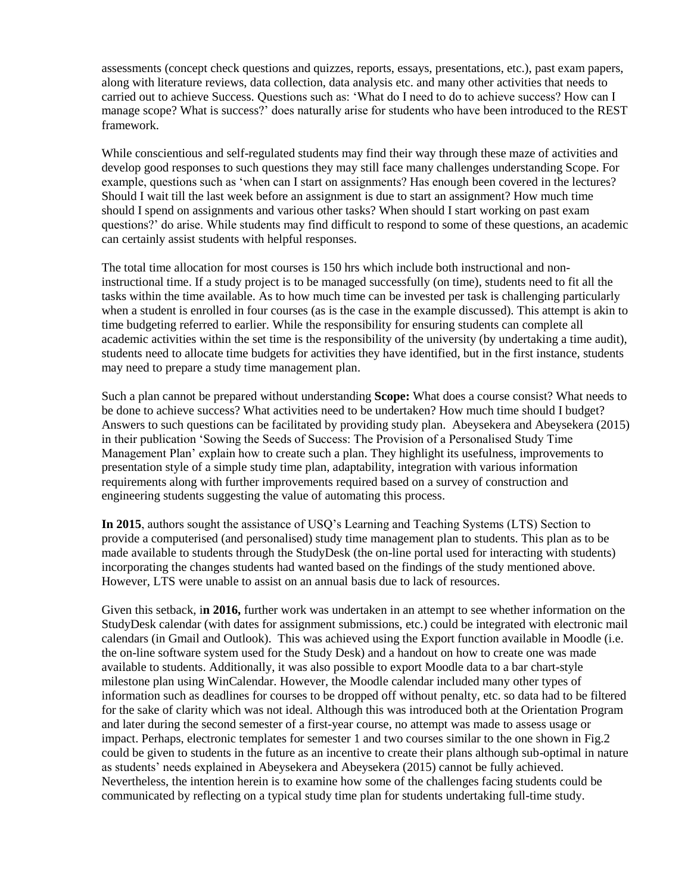assessments (concept check questions and quizzes, reports, essays, presentations, etc.), past exam papers, along with literature reviews, data collection, data analysis etc. and many other activities that needs to carried out to achieve Success. Questions such as: 'What do I need to do to achieve success? How can I manage scope? What is success?' does naturally arise for students who have been introduced to the REST framework.

While conscientious and self-regulated students may find their way through these maze of activities and develop good responses to such questions they may still face many challenges understanding Scope. For example, questions such as 'when can I start on assignments? Has enough been covered in the lectures? Should I wait till the last week before an assignment is due to start an assignment? How much time should I spend on assignments and various other tasks? When should I start working on past exam questions?' do arise. While students may find difficult to respond to some of these questions, an academic can certainly assist students with helpful responses.

The total time allocation for most courses is 150 hrs which include both instructional and non-instructional time. If a study project is to be managed successfully (on time), students need to fit all the tasks within the time available. As to how much time can be invested per task is challenging particularly when a student is enrolled in four courses (as is the case in the example discussed). This attempt is akin to time budgeting referred to earlier. While the responsibility for ensuring students can complete all academic activities within the set time is the responsibility of the university (by undertaking a time audit), students need to allocate time budgets for activities they have identified, but in the first instance, students may need to prepare a study time management plan.

Such a plan cannot be prepared without understanding **Scope:** What does a course consist? What needs to be done to achieve success? What activities need to be undertaken? How much time should I budget? Answers to such questions can be facilitated by providing study plan. Abeysekera and Abeysekera (2015) in their publication 'Sowing the Seeds of Success: The Provision of a Personalised Study Time Management Plan' explain how to create such a plan. They highlight its usefulness, improvements to presentation style of a simple study time plan, adaptability, integration with various information requirements along with further improvements required based on a survey of construction and engineering students suggesting the value of automating this process.

**In 2015**, authors sought the assistance of USQ's Learning and Teaching Systems (LTS) Section to provide a computerised (and personalised) study time management plan to students. This plan as to be made available to students through the StudyDesk (the on-line portal used for interacting with students) incorporating the changes students had wanted based on the findings of the study mentioned above. However, LTS were unable to assist on an annual basis due to lack of resources.

Given this setback, i**n 2016,** further work was undertaken in an attempt to see whether information on the StudyDesk calendar (with dates for assignment submissions, etc.) could be integrated with electronic mail calendars (in Gmail and Outlook). This was achieved using the Export function available in Moodle (i.e. the on-line software system used for the Study Desk) and a handout on how to create one was made available to students. Additionally, it was also possible to export Moodle data to a bar chart-style milestone plan using WinCalendar. However, the Moodle calendar included many other types of information such as deadlines for courses to be dropped off without penalty, etc. so data had to be filtered for the sake of clarity which was not ideal. Although this was introduced both at the Orientation Program and later during the second semester of a first-year course, no attempt was made to assess usage or impact. Perhaps, electronic templates for semester 1 and two courses similar to the one shown in Fig.2 could be given to students in the future as an incentive to create their plans although sub-optimal in nature as students' needs explained in Abeysekera and Abeysekera (2015) cannot be fully achieved. Nevertheless, the intention herein is to examine how some of the challenges facing students could be communicated by reflecting on a typical study time plan for students undertaking full-time study.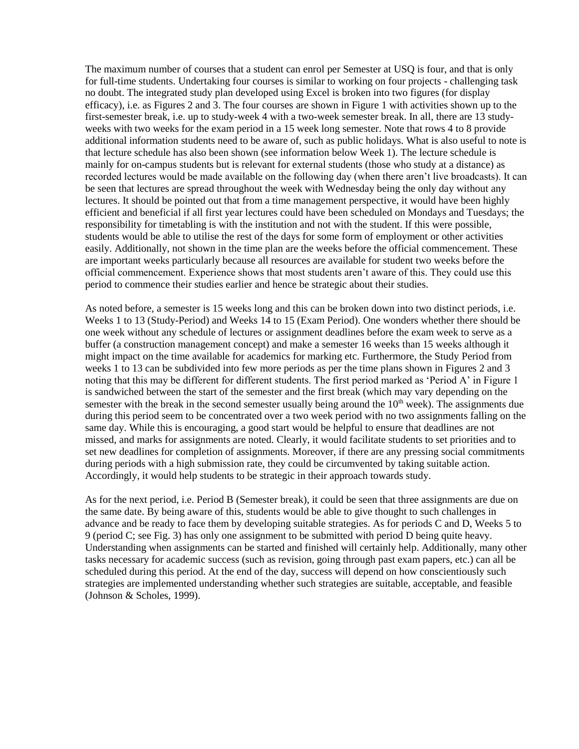The maximum number of courses that a student can enrol per Semester at USQ is four, and that is only for full-time students. Undertaking four courses is similar to working on four projects - challenging task no doubt. The integrated study plan developed using Excel is broken into two figures (for display efficacy), i.e. as Figures 2 and 3. The four courses are shown in Figure 1 with activities shown up to the first-semester break, i.e. up to study-week 4 with a two-week semester break. In all, there are 13 study-weeks with two weeks for the exam period in a 15 week long semester. Note that rows 4 to 8 provide additional information students need to be aware of, such as public holidays. What is also useful to note is that lecture schedule has also been shown (see information below Week 1). The lecture schedule is mainly for on-campus students but is relevant for external students (those who study at a distance) as recorded lectures would be made available on the following day (when there aren't live broadcasts). It can be seen that lectures are spread throughout the week with Wednesday being the only day without any lectures. It should be pointed out that from a time management perspective, it would have been highly efficient and beneficial if all first year lectures could have been scheduled on Mondays and Tuesdays; the responsibility for timetabling is with the institution and not with the student. If this were possible, students would be able to utilise the rest of the days for some form of employment or other activities easily. Additionally, not shown in the time plan are the weeks before the official commencement. These are important weeks particularly because all resources are available for student two weeks before the official commencement. Experience shows that most students aren't aware of this. They could use this period to commence their studies earlier and hence be strategic about their studies.

As noted before, a semester is 15 weeks long and this can be broken down into two distinct periods, i.e. Weeks 1 to 13 (Study-Period) and Weeks 14 to 15 (Exam Period). One wonders whether there should be one week without any schedule of lectures or assignment deadlines before the exam week to serve as a buffer (a construction management concept) and make a semester 16 weeks than 15 weeks although it might impact on the time available for academics for marking etc. Furthermore, the Study Period from weeks 1 to 13 can be subdivided into few more periods as per the time plans shown in Figures 2 and 3 noting that this may be different for different students. The first period marked as 'Period A' in Figure 1 is sandwiched between the start of the semester and the first break (which may vary depending on the semester with the break in the second semester usually being around the 10th week). The assignments due during this period seem to be concentrated over a two week period with no two assignments falling on the same day. While this is encouraging, a good start would be helpful to ensure that deadlines are not missed, and marks for assignments are noted. Clearly, it would facilitate students to set priorities and to set new deadlines for completion of assignments. Moreover, if there are any pressing social commitments during periods with a high submission rate, they could be circumvented by taking suitable action. Accordingly, it would help students to be strategic in their approach towards study.

As for the next period, i.e. Period B (Semester break), it could be seen that three assignments are due on the same date. By being aware of this, students would be able to give thought to such challenges in advance and be ready to face them by developing suitable strategies. As for periods C and D, Weeks 5 to 9 (period C; see Fig. 3) has only one assignment to be submitted with period D being quite heavy. Understanding when assignments can be started and finished will certainly help. Additionally, many other tasks necessary for academic success (such as revision, going through past exam papers, etc.) can all be scheduled during this period. At the end of the day, success will depend on how conscientiously such strategies are implemented understanding whether such strategies are suitable, acceptable, and feasible (Johnson & Scholes, 1999).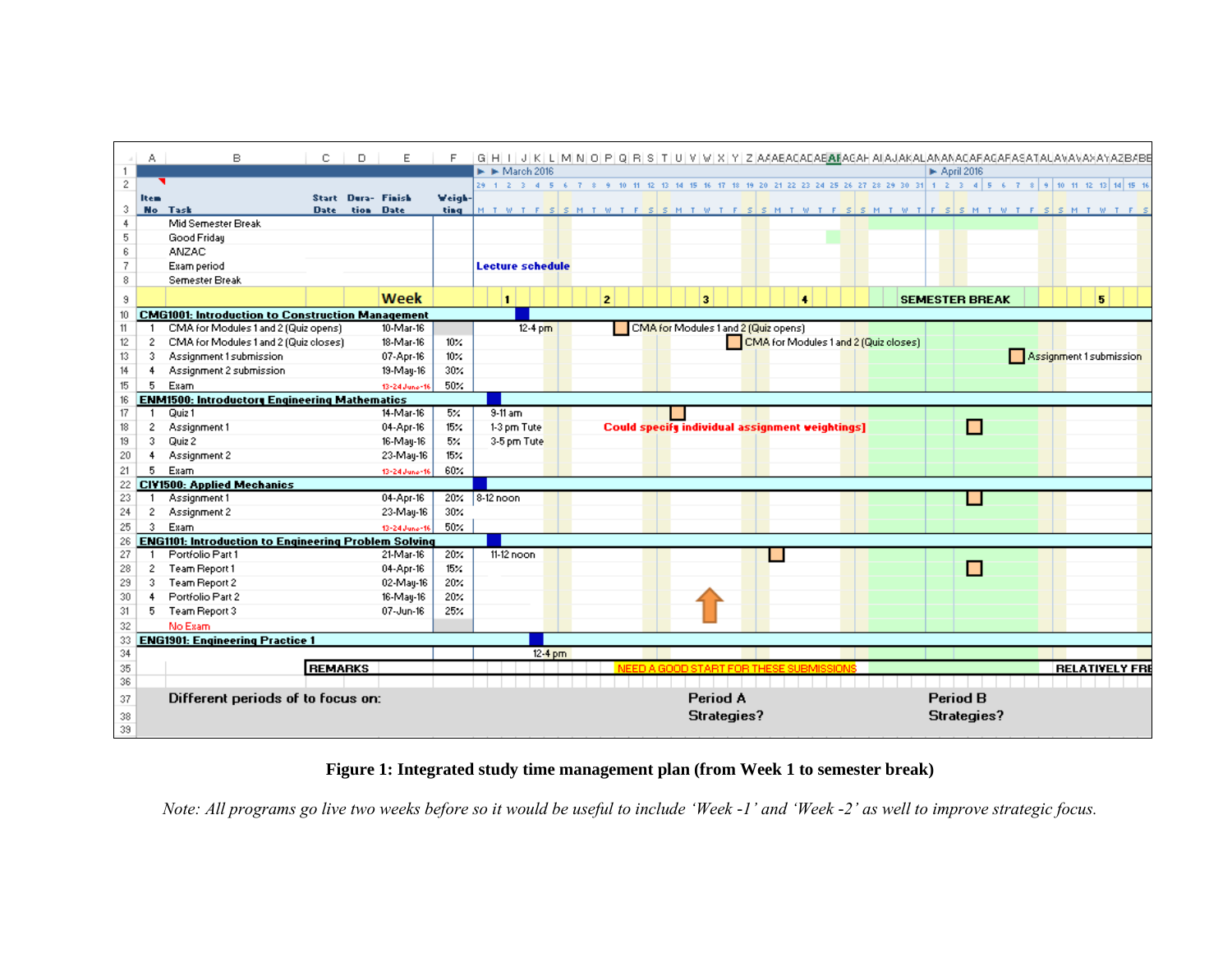| Item No | Task | Start Date | Duration | Finish Date | Weighting |
|---|---|---|---|---|---|
| | Mid Semester Break | | | | |
| | Good Friday | | | | |
| | ANZAC | | | | |
| | Exam period | | | | |
| | Semester Break | | | | |
| | | | | Week | |
| **CMG1001: Introduction to Construction Management** | | | | | |
| 1 | CMA for Modules 1 and 2 (Quiz opens) | | | 10-Mar-16 | |
| 2 | CMA for Modules 1 and 2 (Quiz closes) | | | 18-Mar-16 | 10% |
| 3 | Assignment 1 submission | | | 07-Apr-16 | 10% |
| 4 | Assignment 2 submission | | | 19-May-16 | 30% |
| 5 | Exam | | | 13-24 June-16 | 50% |
| **ENM1500: Introductory Engineering Mathematics** | | | | | |
| 1 | Quiz 1 | | | 14-Mar-16 | 5% |
| 2 | Assignment 1 | | | 04-Apr-16 | 15% |
| 3 | Quiz 2 | | | 16-May-16 | 5% |
| 4 | Assignment 2 | | | 23-May-16 | 15% |
| 5 | Exam | | | 13-24 June-16 | 60% |
| **CIV1500: Applied Mechanics** | | | | | |
| 1 | Assignment 1 | | | 04-Apr-16 | 20% |
| 2 | Assignment 2 | | | 23-May-16 | 30% |
| 3 | Exam | | | 13-24 June-16 | 50% |
| **ENG1101: Introduction to Engineering Problem Solving** | | | | | |
| 1 | Portfolio Part 1 | | | 21-Mar-16 | 20% |
| 2 | Team Report 1 | | | 04-Apr-16 | 15% |
| 3 | Team Report 2 | | | 02-May-16 | 20% |
| 4 | Portfolio Part 2 | | | 16-May-16 | 20% |
| 5 | Team Report 3 | | | 07-Jun-16 | 25% |
| | No Exam | | | | |
| **ENG1901: Engineering Practice 1** | | | | | |

Timeline annotations: March 2016; April 2016; Lecture schedule; Week 1, 2, 3, 4, SEMESTER BREAK, 5; 12-4 pm; CMA for Modules 1 and 2 (Quiz opens); CMA for Modules 1 and 2 (Quiz closes); Assignment 1 submission; 9-11 am; 1-3 pm Tute; 3-5 pm Tute; Could specify individual assignment weightings]; 8-12 noon; 11-12 noon; 12-4 pm.

REMARKS — NEED A GOOD START FOR THESE SUBMISSIONS — RELATIVELY FREE

Different periods of to focus on: Period A Strategies? Period B Strategies?

**Figure 1: Integrated study time management plan (from Week 1 to semester break)**

*Note: All programs go live two weeks before so it would be useful to include 'Week -1' and 'Week -2' as well to improve strategic focus.*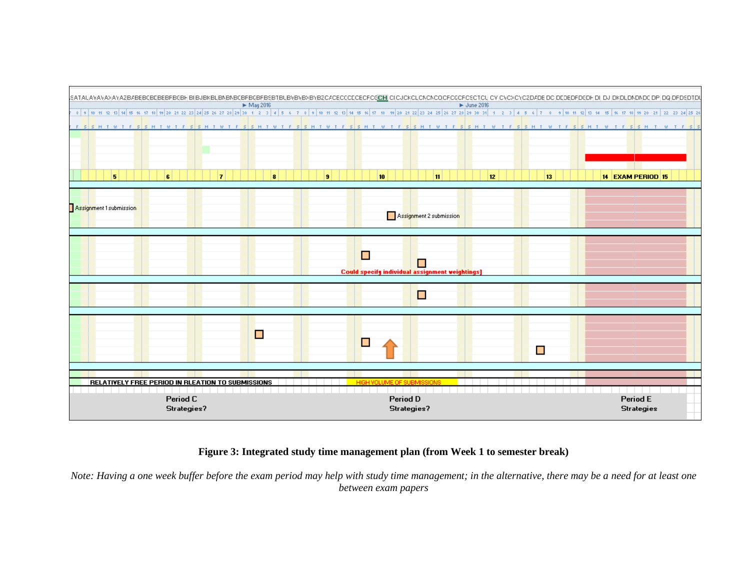Figure 3: Integrated study time management plan (from Week 1 to semester break)

*Note: Having a one week buffer before the exam period may help with study time management; in the alternative, there may be a need for at least one between exam papers*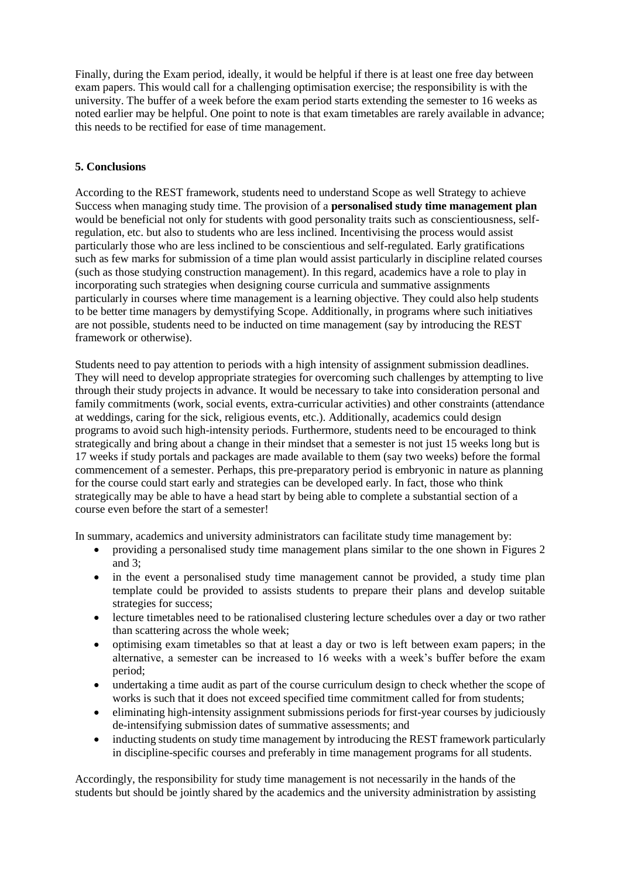Finally, during the Exam period, ideally, it would be helpful if there is at least one free day between exam papers. This would call for a challenging optimisation exercise; the responsibility is with the university. The buffer of a week before the exam period starts extending the semester to 16 weeks as noted earlier may be helpful. One point to note is that exam timetables are rarely available in advance; this needs to be rectified for ease of time management.

## 5. Conclusions

According to the REST framework, students need to understand Scope as well Strategy to achieve Success when managing study time. The provision of a **personalised study time management plan** would be beneficial not only for students with good personality traits such as conscientiousness, self-regulation, etc. but also to students who are less inclined. Incentivising the process would assist particularly those who are less inclined to be conscientious and self-regulated. Early gratifications such as few marks for submission of a time plan would assist particularly in discipline related courses (such as those studying construction management). In this regard, academics have a role to play in incorporating such strategies when designing course curricula and summative assignments particularly in courses where time management is a learning objective. They could also help students to be better time managers by demystifying Scope. Additionally, in programs where such initiatives are not possible, students need to be inducted on time management (say by introducing the REST framework or otherwise).

Students need to pay attention to periods with a high intensity of assignment submission deadlines. They will need to develop appropriate strategies for overcoming such challenges by attempting to live through their study projects in advance. It would be necessary to take into consideration personal and family commitments (work, social events, extra-curricular activities) and other constraints (attendance at weddings, caring for the sick, religious events, etc.). Additionally, academics could design programs to avoid such high-intensity periods. Furthermore, students need to be encouraged to think strategically and bring about a change in their mindset that a semester is not just 15 weeks long but is 17 weeks if study portals and packages are made available to them (say two weeks) before the formal commencement of a semester. Perhaps, this pre-preparatory period is embryonic in nature as planning for the course could start early and strategies can be developed early. In fact, those who think strategically may be able to have a head start by being able to complete a substantial section of a course even before the start of a semester!

In summary, academics and university administrators can facilitate study time management by:

- providing a personalised study time management plans similar to the one shown in Figures 2 and 3;
- in the event a personalised study time management cannot be provided, a study time plan template could be provided to assists students to prepare their plans and develop suitable strategies for success;
- lecture timetables need to be rationalised clustering lecture schedules over a day or two rather than scattering across the whole week;
- optimising exam timetables so that at least a day or two is left between exam papers; in the alternative, a semester can be increased to 16 weeks with a week's buffer before the exam period;
- undertaking a time audit as part of the course curriculum design to check whether the scope of works is such that it does not exceed specified time commitment called for from students;
- eliminating high-intensity assignment submissions periods for first-year courses by judiciously de-intensifying submission dates of summative assessments; and
- inducting students on study time management by introducing the REST framework particularly in discipline-specific courses and preferably in time management programs for all students.

Accordingly, the responsibility for study time management is not necessarily in the hands of the students but should be jointly shared by the academics and the university administration by assisting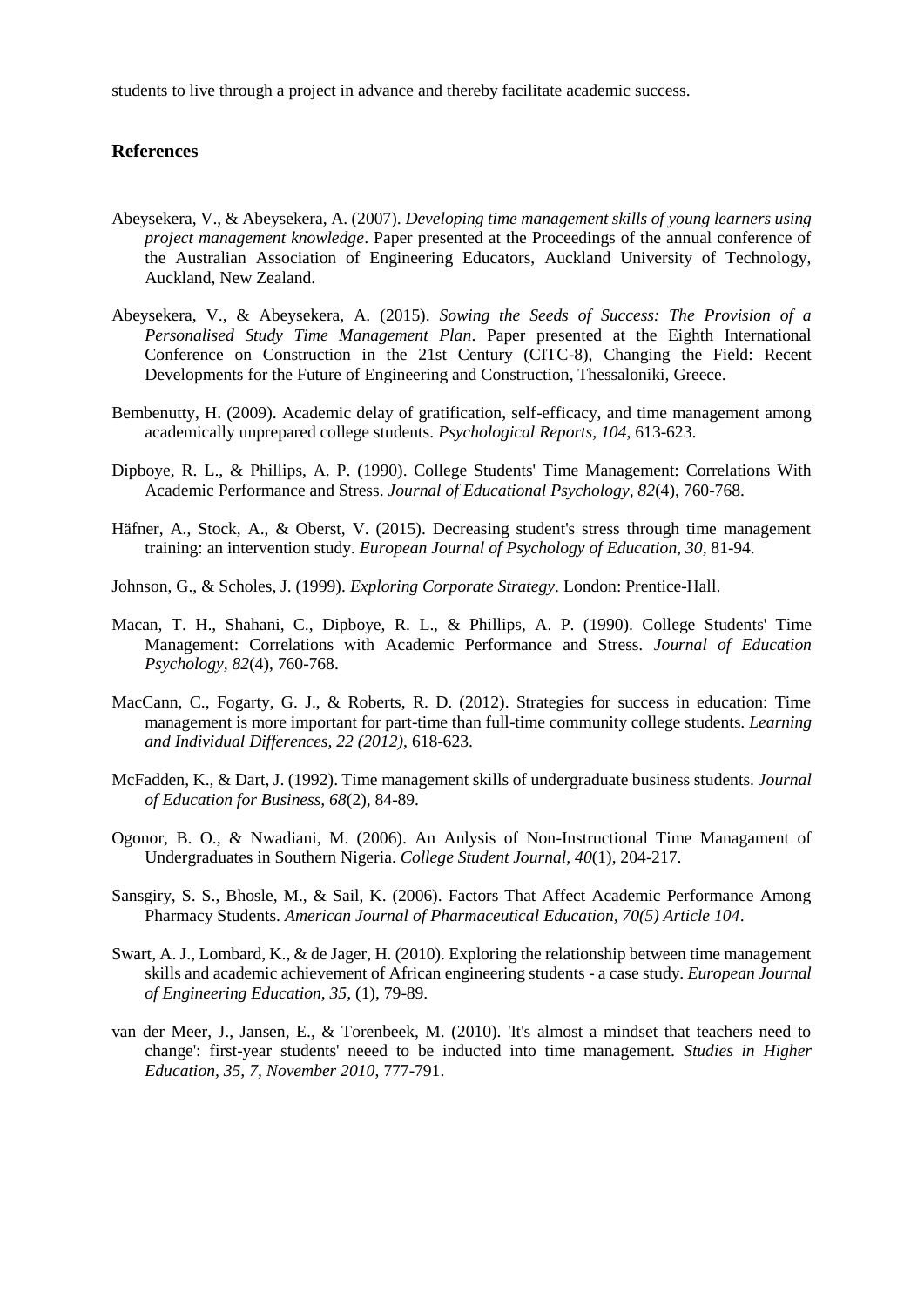students to live through a project in advance and thereby facilitate academic success.

## References

Abeysekera, V., & Abeysekera, A. (2007). *Developing time management skills of young learners using project management knowledge*. Paper presented at the Proceedings of the annual conference of the Australian Association of Engineering Educators, Auckland University of Technology, Auckland, New Zealand.

Abeysekera, V., & Abeysekera, A. (2015). *Sowing the Seeds of Success: The Provision of a Personalised Study Time Management Plan*. Paper presented at the Eighth International Conference on Construction in the 21st Century (CITC-8), Changing the Field: Recent Developments for the Future of Engineering and Construction, Thessaloniki, Greece.

Bembenutty, H. (2009). Academic delay of gratification, self-efficacy, and time management among academically unprepared college students. *Psychological Reports, 104*, 613-623.

Dipboye, R. L., & Phillips, A. P. (1990). College Students' Time Management: Correlations With Academic Performance and Stress. *Journal of Educational Psychology, 82*(4), 760-768.

Häfner, A., Stock, A., & Oberst, V. (2015). Decreasing student's stress through time management training: an intervention study. *European Journal of Psychology of Education, 30*, 81-94.

Johnson, G., & Scholes, J. (1999). *Exploring Corporate Strategy*. London: Prentice-Hall.

Macan, T. H., Shahani, C., Dipboye, R. L., & Phillips, A. P. (1990). College Students' Time Management: Correlations with Academic Performance and Stress. *Journal of Education Psychology, 82*(4), 760-768.

MacCann, C., Fogarty, G. J., & Roberts, R. D. (2012). Strategies for success in education: Time management is more important for part-time than full-time community college students. *Learning and Individual Differences, 22 (2012)*, 618-623.

McFadden, K., & Dart, J. (1992). Time management skills of undergraduate business students. *Journal of Education for Business, 68*(2), 84-89.

Ogonor, B. O., & Nwadiani, M. (2006). An Anlysis of Non-Instructional Time Managament of Undergraduates in Southern Nigeria. *College Student Journal, 40*(1), 204-217.

Sansgiry, S. S., Bhosle, M., & Sail, K. (2006). Factors That Affect Academic Performance Among Pharmacy Students. *American Journal of Pharmaceutical Education, 70(5) Article 104*.

Swart, A. J., Lombard, K., & de Jager, H. (2010). Exploring the relationship between time management skills and academic achievement of African engineering students - a case study. *European Journal of Engineering Education, 35*, (1), 79-89.

van der Meer, J., Jansen, E., & Torenbeek, M. (2010). 'It's almost a mindset that teachers need to change': first-year students' neeed to be inducted into time management. *Studies in Higher Education, 35, 7, November 2010*, 777-791.